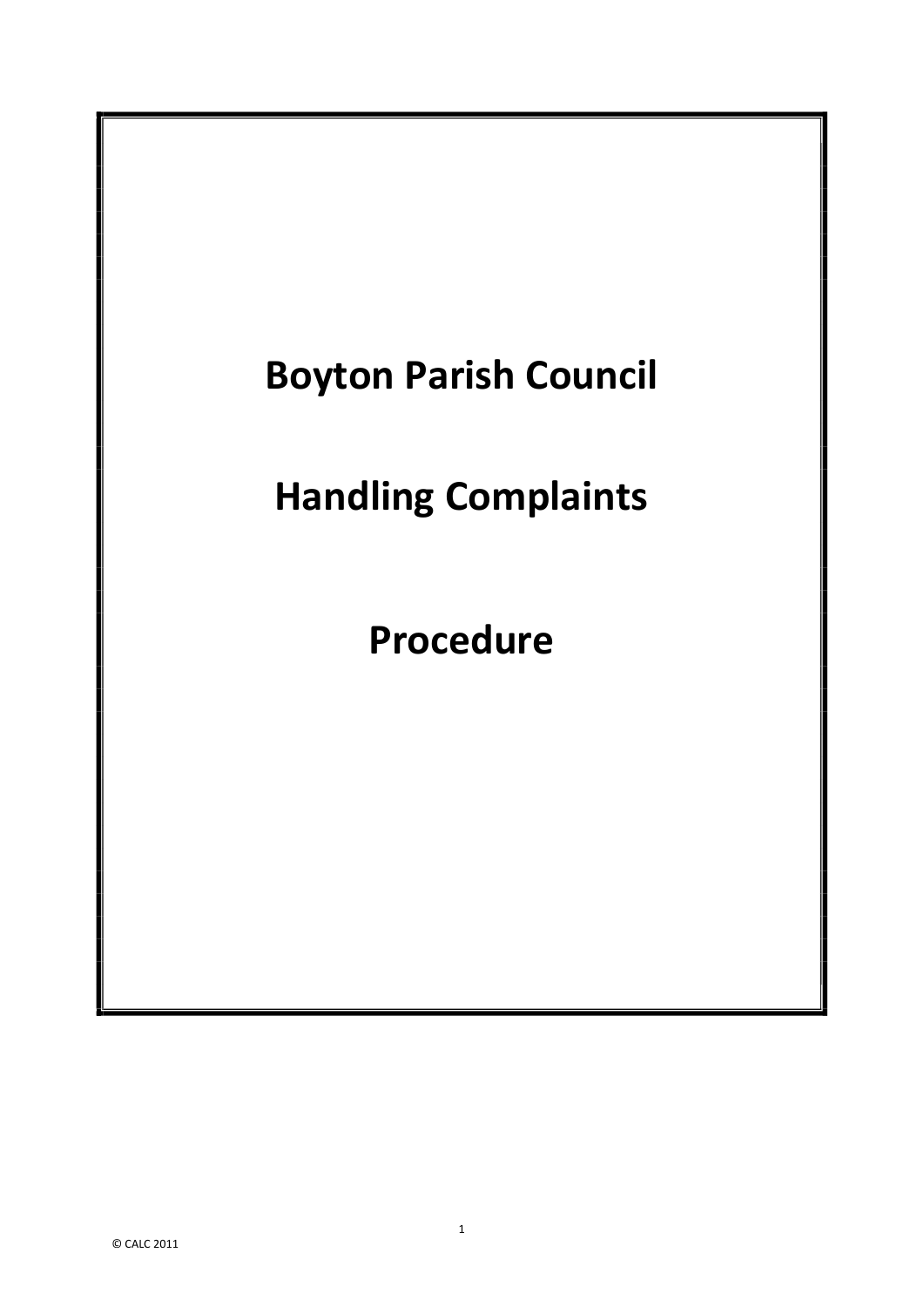# Boyton Parish Council

# Handling Complaints

# Procedure

© CALC 2011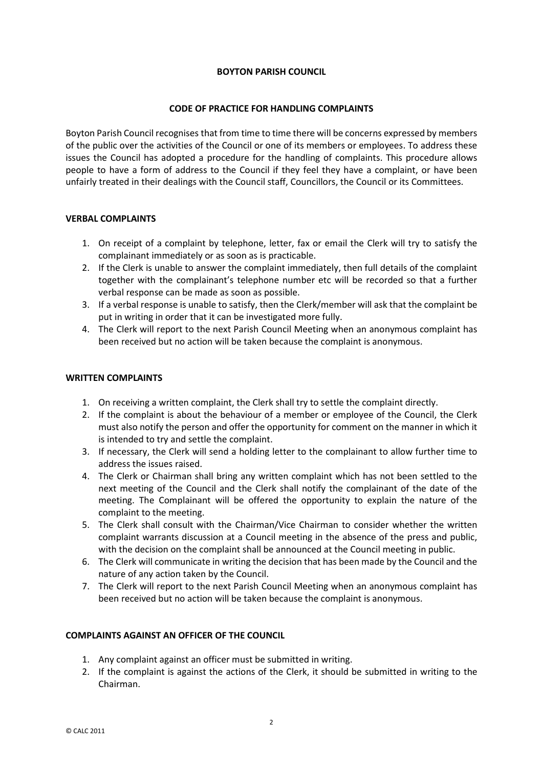**BOYTON PARISH COUNCIL**

**CODE OF PRACTICE FOR HANDLING COMPLAINTS**

Boyton Parish Council recognises that from time to time there will be concerns expressed by members of the public over the activities of the Council or one of its members or employees. To address these issues the Council has adopted a procedure for the handling of complaints. This procedure allows people to have a form of address to the Council if they feel they have a complaint, or have been unfairly treated in their dealings with the Council staff, Councillors, the Council or its Committees.

**VERBAL COMPLAINTS**

1. On receipt of a complaint by telephone, letter, fax or email the Clerk will try to satisfy the complainant immediately or as soon as is practicable.
2. If the Clerk is unable to answer the complaint immediately, then full details of the complaint together with the complainant's telephone number etc will be recorded so that a further verbal response can be made as soon as possible.
3. If a verbal response is unable to satisfy, then the Clerk/member will ask that the complaint be put in writing in order that it can be investigated more fully.
4. The Clerk will report to the next Parish Council Meeting when an anonymous complaint has been received but no action will be taken because the complaint is anonymous.

**WRITTEN COMPLAINTS**

1. On receiving a written complaint, the Clerk shall try to settle the complaint directly.
2. If the complaint is about the behaviour of a member or employee of the Council, the Clerk must also notify the person and offer the opportunity for comment on the manner in which it is intended to try and settle the complaint.
3. If necessary, the Clerk will send a holding letter to the complainant to allow further time to address the issues raised.
4. The Clerk or Chairman shall bring any written complaint which has not been settled to the next meeting of the Council and the Clerk shall notify the complainant of the date of the meeting. The Complainant will be offered the opportunity to explain the nature of the complaint to the meeting.
5. The Clerk shall consult with the Chairman/Vice Chairman to consider whether the written complaint warrants discussion at a Council meeting in the absence of the press and public, with the decision on the complaint shall be announced at the Council meeting in public.
6. The Clerk will communicate in writing the decision that has been made by the Council and the nature of any action taken by the Council.
7. The Clerk will report to the next Parish Council Meeting when an anonymous complaint has been received but no action will be taken because the complaint is anonymous.

**COMPLAINTS AGAINST AN OFFICER OF THE COUNCIL**

1. Any complaint against an officer must be submitted in writing.
2. If the complaint is against the actions of the Clerk, it should be submitted in writing to the Chairman.

© CALC 2011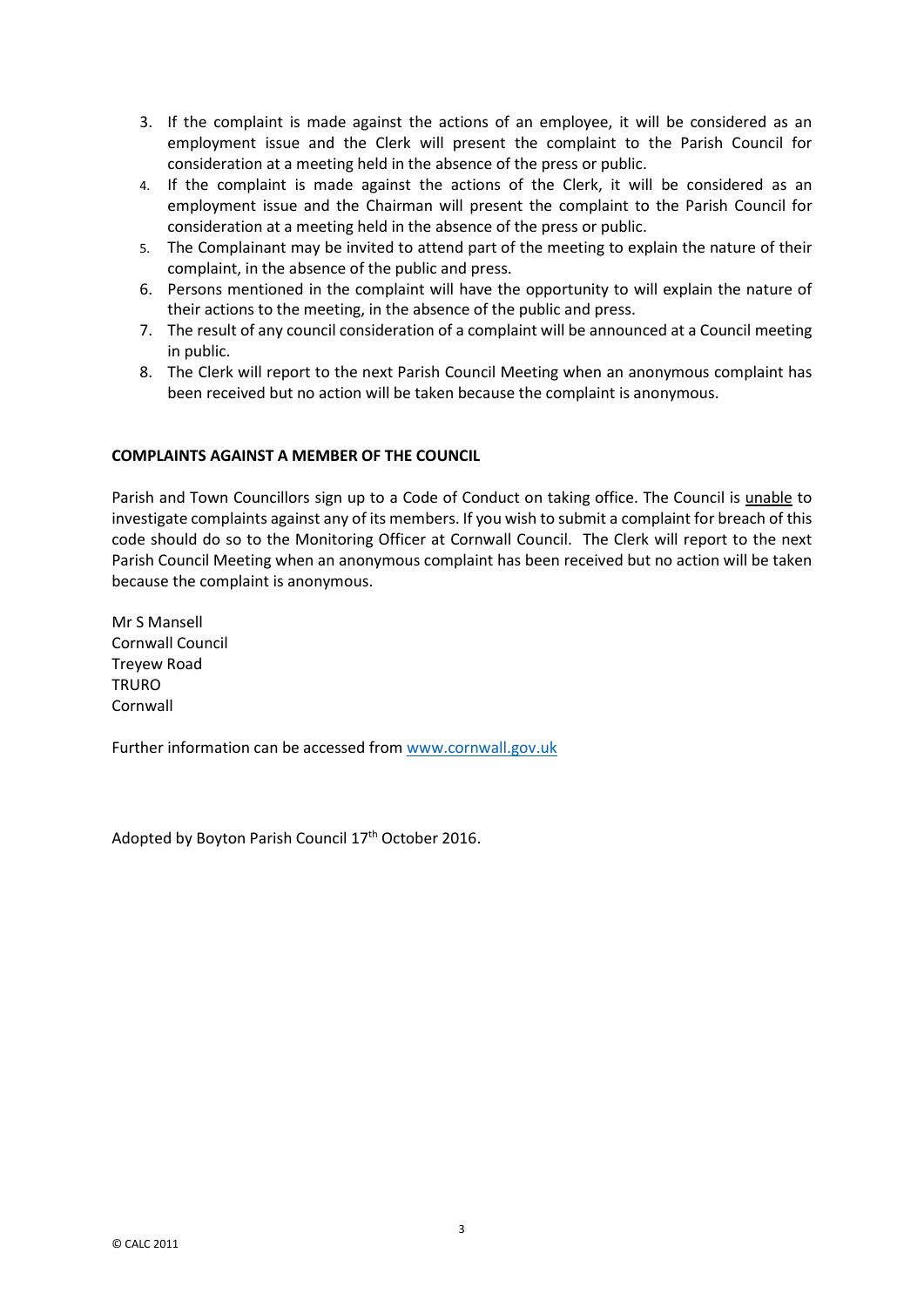3. If the complaint is made against the actions of an employee, it will be considered as an employment issue and the Clerk will present the complaint to the Parish Council for consideration at a meeting held in the absence of the press or public.
4. If the complaint is made against the actions of the Clerk, it will be considered as an employment issue and the Chairman will present the complaint to the Parish Council for consideration at a meeting held in the absence of the press or public.
5. The Complainant may be invited to attend part of the meeting to explain the nature of their complaint, in the absence of the public and press.
6. Persons mentioned in the complaint will have the opportunity to will explain the nature of their actions to the meeting, in the absence of the public and press.
7. The result of any council consideration of a complaint will be announced at a Council meeting in public.
8. The Clerk will report to the next Parish Council Meeting when an anonymous complaint has been received but no action will be taken because the complaint is anonymous.

**COMPLAINTS AGAINST A MEMBER OF THE COUNCIL**

Parish and Town Councillors sign up to a Code of Conduct on taking office. The Council is unable to investigate complaints against any of its members. If you wish to submit a complaint for breach of this code should do so to the Monitoring Officer at Cornwall Council. The Clerk will report to the next Parish Council Meeting when an anonymous complaint has been received but no action will be taken because the complaint is anonymous.

Mr S Mansell
Cornwall Council
Treyew Road
TRURO
Cornwall

Further information can be accessed from www.cornwall.gov.uk

Adopted by Boyton Parish Council 17th October 2016.

© CALC 2011